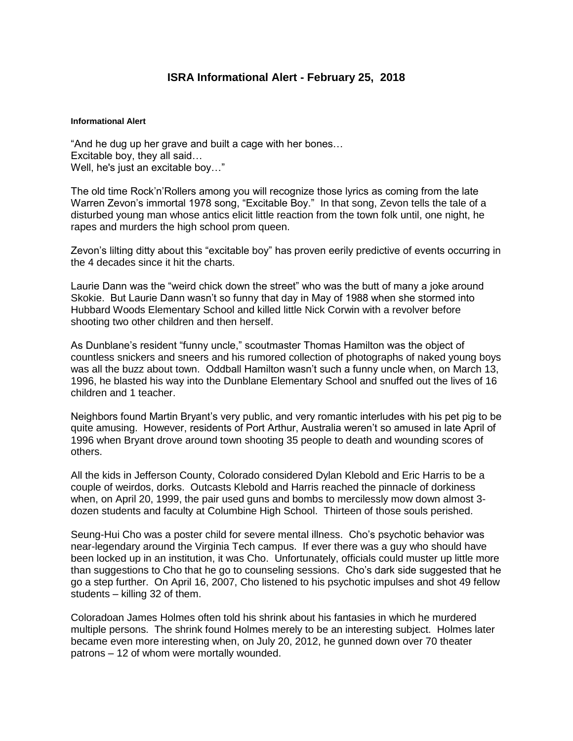# ISRA Informational Alert - February 25, 2018

**Informational Alert**

"And he dug up her grave and built a cage with her bones…
Excitable boy, they all said…
Well, he's just an excitable boy…"

The old time Rock'n'Rollers among you will recognize those lyrics as coming from the late Warren Zevon's immortal 1978 song, "Excitable Boy." In that song, Zevon tells the tale of a disturbed young man whose antics elicit little reaction from the town folk until, one night, he rapes and murders the high school prom queen.

Zevon's lilting ditty about this "excitable boy" has proven eerily predictive of events occurring in the 4 decades since it hit the charts.

Laurie Dann was the "weird chick down the street" who was the butt of many a joke around Skokie. But Laurie Dann wasn't so funny that day in May of 1988 when she stormed into Hubbard Woods Elementary School and killed little Nick Corwin with a revolver before shooting two other children and then herself.

As Dunblane's resident "funny uncle," scoutmaster Thomas Hamilton was the object of countless snickers and sneers and his rumored collection of photographs of naked young boys was all the buzz about town. Oddball Hamilton wasn't such a funny uncle when, on March 13, 1996, he blasted his way into the Dunblane Elementary School and snuffed out the lives of 16 children and 1 teacher.

Neighbors found Martin Bryant's very public, and very romantic interludes with his pet pig to be quite amusing. However, residents of Port Arthur, Australia weren't so amused in late April of 1996 when Bryant drove around town shooting 35 people to death and wounding scores of others.

All the kids in Jefferson County, Colorado considered Dylan Klebold and Eric Harris to be a couple of weirdos, dorks. Outcasts Klebold and Harris reached the pinnacle of dorkiness when, on April 20, 1999, the pair used guns and bombs to mercilessly mow down almost 3-dozen students and faculty at Columbine High School. Thirteen of those souls perished.

Seung-Hui Cho was a poster child for severe mental illness. Cho's psychotic behavior was near-legendary around the Virginia Tech campus. If ever there was a guy who should have been locked up in an institution, it was Cho. Unfortunately, officials could muster up little more than suggestions to Cho that he go to counseling sessions. Cho's dark side suggested that he go a step further. On April 16, 2007, Cho listened to his psychotic impulses and shot 49 fellow students – killing 32 of them.

Coloradoan James Holmes often told his shrink about his fantasies in which he murdered multiple persons. The shrink found Holmes merely to be an interesting subject. Holmes later became even more interesting when, on July 20, 2012, he gunned down over 70 theater patrons – 12 of whom were mortally wounded.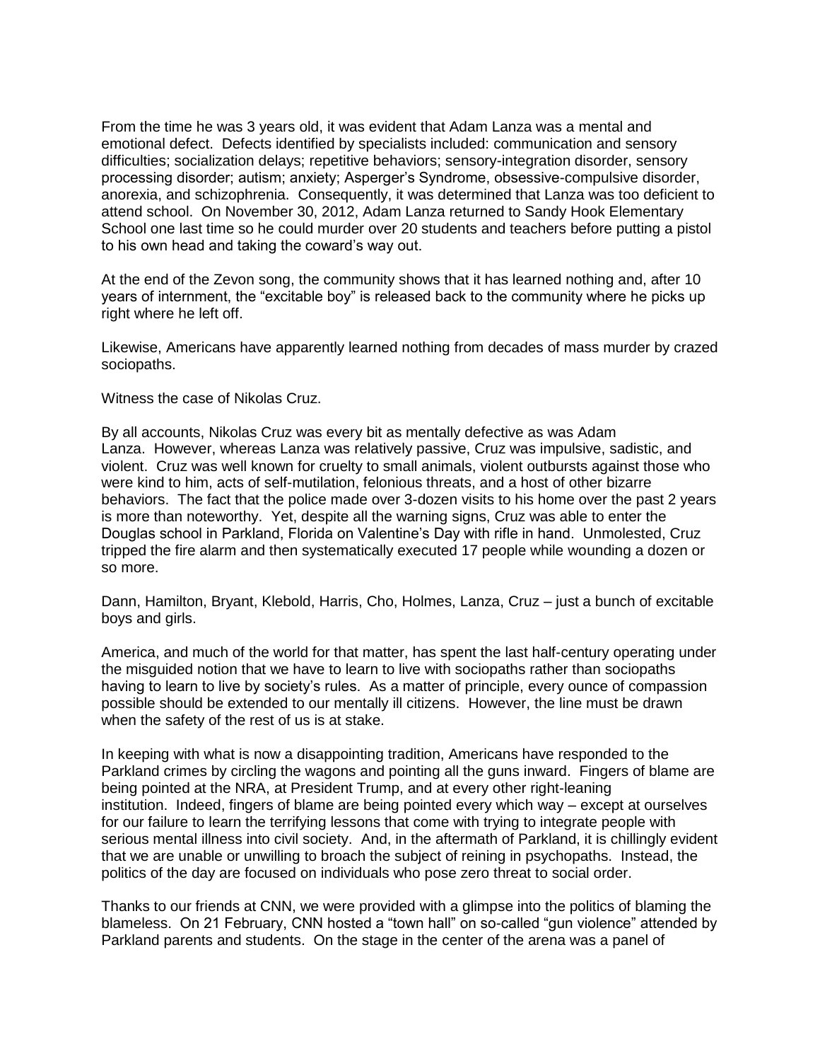From the time he was 3 years old, it was evident that Adam Lanza was a mental and emotional defect. Defects identified by specialists included: communication and sensory difficulties; socialization delays; repetitive behaviors; sensory-integration disorder, sensory processing disorder; autism; anxiety; Asperger's Syndrome, obsessive-compulsive disorder, anorexia, and schizophrenia. Consequently, it was determined that Lanza was too deficient to attend school. On November 30, 2012, Adam Lanza returned to Sandy Hook Elementary School one last time so he could murder over 20 students and teachers before putting a pistol to his own head and taking the coward's way out.

At the end of the Zevon song, the community shows that it has learned nothing and, after 10 years of internment, the "excitable boy" is released back to the community where he picks up right where he left off.

Likewise, Americans have apparently learned nothing from decades of mass murder by crazed sociopaths.

Witness the case of Nikolas Cruz.

By all accounts, Nikolas Cruz was every bit as mentally defective as was Adam Lanza. However, whereas Lanza was relatively passive, Cruz was impulsive, sadistic, and violent. Cruz was well known for cruelty to small animals, violent outbursts against those who were kind to him, acts of self-mutilation, felonious threats, and a host of other bizarre behaviors. The fact that the police made over 3-dozen visits to his home over the past 2 years is more than noteworthy. Yet, despite all the warning signs, Cruz was able to enter the Douglas school in Parkland, Florida on Valentine's Day with rifle in hand. Unmolested, Cruz tripped the fire alarm and then systematically executed 17 people while wounding a dozen or so more.

Dann, Hamilton, Bryant, Klebold, Harris, Cho, Holmes, Lanza, Cruz – just a bunch of excitable boys and girls.

America, and much of the world for that matter, has spent the last half-century operating under the misguided notion that we have to learn to live with sociopaths rather than sociopaths having to learn to live by society's rules. As a matter of principle, every ounce of compassion possible should be extended to our mentally ill citizens. However, the line must be drawn when the safety of the rest of us is at stake.

In keeping with what is now a disappointing tradition, Americans have responded to the Parkland crimes by circling the wagons and pointing all the guns inward. Fingers of blame are being pointed at the NRA, at President Trump, and at every other right-leaning institution. Indeed, fingers of blame are being pointed every which way – except at ourselves for our failure to learn the terrifying lessons that come with trying to integrate people with serious mental illness into civil society. And, in the aftermath of Parkland, it is chillingly evident that we are unable or unwilling to broach the subject of reining in psychopaths. Instead, the politics of the day are focused on individuals who pose zero threat to social order.

Thanks to our friends at CNN, we were provided with a glimpse into the politics of blaming the blameless. On 21 February, CNN hosted a "town hall" on so-called "gun violence" attended by Parkland parents and students. On the stage in the center of the arena was a panel of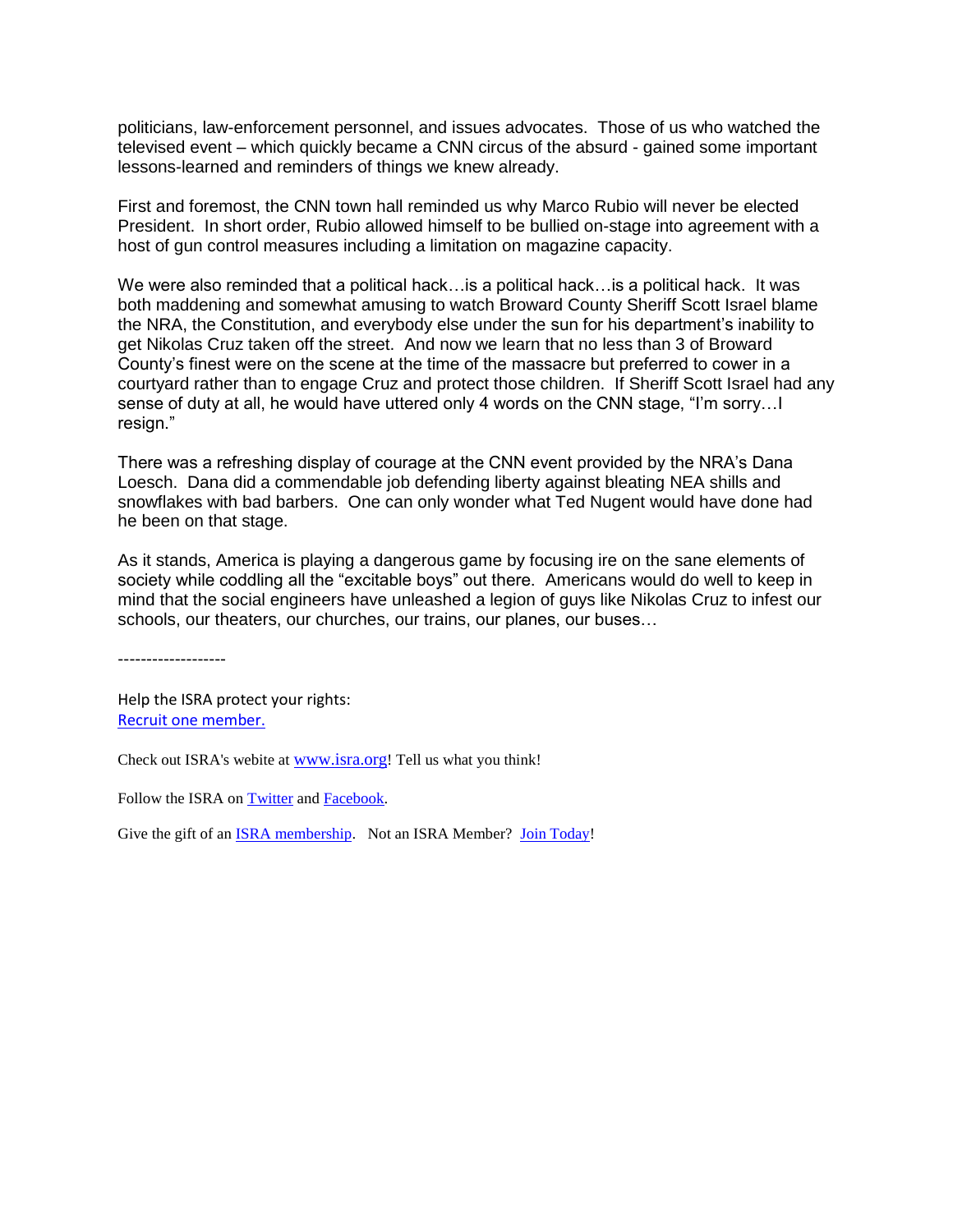politicians, law-enforcement personnel, and issues advocates. Those of us who watched the televised event – which quickly became a CNN circus of the absurd - gained some important lessons-learned and reminders of things we knew already.

First and foremost, the CNN town hall reminded us why Marco Rubio will never be elected President. In short order, Rubio allowed himself to be bullied on-stage into agreement with a host of gun control measures including a limitation on magazine capacity.

We were also reminded that a political hack…is a political hack…is a political hack. It was both maddening and somewhat amusing to watch Broward County Sheriff Scott Israel blame the NRA, the Constitution, and everybody else under the sun for his department's inability to get Nikolas Cruz taken off the street. And now we learn that no less than 3 of Broward County's finest were on the scene at the time of the massacre but preferred to cower in a courtyard rather than to engage Cruz and protect those children. If Sheriff Scott Israel had any sense of duty at all, he would have uttered only 4 words on the CNN stage, "I'm sorry…I resign."

There was a refreshing display of courage at the CNN event provided by the NRA's Dana Loesch. Dana did a commendable job defending liberty against bleating NEA shills and snowflakes with bad barbers. One can only wonder what Ted Nugent would have done had he been on that stage.

As it stands, America is playing a dangerous game by focusing ire on the sane elements of society while coddling all the "excitable boys" out there. Americans would do well to keep in mind that the social engineers have unleashed a legion of guys like Nikolas Cruz to infest our schools, our theaters, our churches, our trains, our planes, our buses…

-------------------

Help the ISRA protect your rights:
Recruit one member.

Check out ISRA's webite at www.isra.org! Tell us what you think!

Follow the ISRA on Twitter and Facebook.

Give the gift of an ISRA membership. Not an ISRA Member? Join Today!